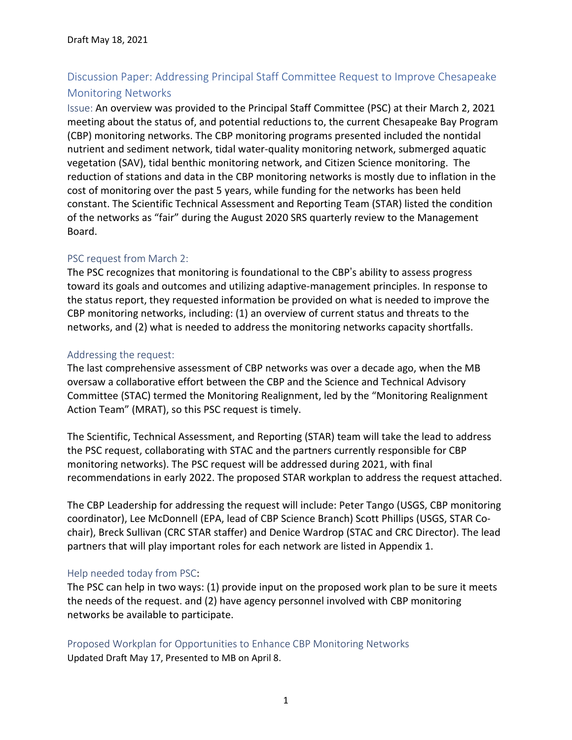Draft May 18, 2021

## Discussion Paper: Addressing Principal Staff Committee Request to Improve Chesapeake Monitoring Networks

Issue: An overview was provided to the Principal Staff Committee (PSC) at their March 2, 2021 meeting about the status of, and potential reductions to, the current Chesapeake Bay Program (CBP) monitoring networks. The CBP monitoring programs presented included the nontidal nutrient and sediment network, tidal water-quality monitoring network, submerged aquatic vegetation (SAV), tidal benthic monitoring network, and Citizen Science monitoring. The reduction of stations and data in the CBP monitoring networks is mostly due to inflation in the cost of monitoring over the past 5 years, while funding for the networks has been held constant. The Scientific Technical Assessment and Reporting Team (STAR) listed the condition of the networks as "fair" during the August 2020 SRS quarterly review to the Management Board.

### PSC request from March 2:

The PSC recognizes that monitoring is foundational to the CBP's ability to assess progress toward its goals and outcomes and utilizing adaptive-management principles. In response to the status report, they requested information be provided on what is needed to improve the CBP monitoring networks, including: (1) an overview of current status and threats to the networks, and (2) what is needed to address the monitoring networks capacity shortfalls.

### Addressing the request:

The last comprehensive assessment of CBP networks was over a decade ago, when the MB oversaw a collaborative effort between the CBP and the Science and Technical Advisory Committee (STAC) termed the Monitoring Realignment, led by the "Monitoring Realignment Action Team" (MRAT), so this PSC request is timely.

The Scientific, Technical Assessment, and Reporting (STAR) team will take the lead to address the PSC request, collaborating with STAC and the partners currently responsible for CBP monitoring networks). The PSC request will be addressed during 2021, with final recommendations in early 2022. The proposed STAR workplan to address the request attached.

The CBP Leadership for addressing the request will include: Peter Tango (USGS, CBP monitoring coordinator), Lee McDonnell (EPA, lead of CBP Science Branch) Scott Phillips (USGS, STAR Co-chair), Breck Sullivan (CRC STAR staffer) and Denice Wardrop (STAC and CRC Director). The lead partners that will play important roles for each network are listed in Appendix 1.

### Help needed today from PSC:

The PSC can help in two ways: (1) provide input on the proposed work plan to be sure it meets the needs of the request. and (2) have agency personnel involved with CBP monitoring networks be available to participate.

## Proposed Workplan for Opportunities to Enhance CBP Monitoring Networks

Updated Draft May 17, Presented to MB on April 8.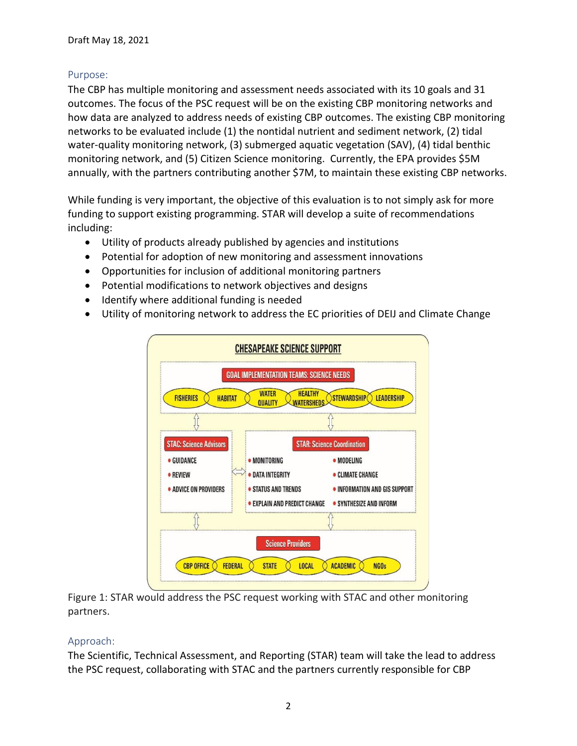## Purpose:

The CBP has multiple monitoring and assessment needs associated with its 10 goals and 31 outcomes. The focus of the PSC request will be on the existing CBP monitoring networks and how data are analyzed to address needs of existing CBP outcomes. The existing CBP monitoring networks to be evaluated include (1) the nontidal nutrient and sediment network, (2) tidal water-quality monitoring network, (3) submerged aquatic vegetation (SAV), (4) tidal benthic monitoring network, and (5) Citizen Science monitoring. Currently, the EPA provides $5M annually, with the partners contributing another $7M, to maintain these existing CBP networks.

While funding is very important, the objective of this evaluation is to not simply ask for more funding to support existing programming. STAR will develop a suite of recommendations including:

- Utility of products already published by agencies and institutions
- Potential for adoption of new monitoring and assessment innovations
- Opportunities for inclusion of additional monitoring partners
- Potential modifications to network objectives and designs
- Identify where additional funding is needed
- Utility of monitoring network to address the EC priorities of DEIJ and Climate Change

**CHESAPEAKE SCIENCE SUPPORT**

**GOAL IMPLEMENTATION TEAMS: SCIENCE NEEDS**

FISHERIES · HABITAT · WATER QUALITY · HEALTHY WATERSHEDS · STEWARDSHIP · LEADERSHIP

**STAC: Science Advisors**

- GUIDANCE
- REVIEW
- ADVICE ON PROVIDERS

**STAR: Science Coordination**

- MONITORING
- DATA INTEGRITY
- STATUS AND TRENDS
- EXPLAIN AND PREDICT CHANGE
- MODELING
- CLIMATE CHANGE
- INFORMATION AND GIS SUPPORT
- SYNTHESIZE AND INFORM

**Science Providers**

CBP OFFICE · FEDERAL · STATE · LOCAL · ACADEMIC · NGOs

Figure 1: STAR would address the PSC request working with STAC and other monitoring partners.

## Approach:

The Scientific, Technical Assessment, and Reporting (STAR) team will take the lead to address the PSC request, collaborating with STAC and the partners currently responsible for CBP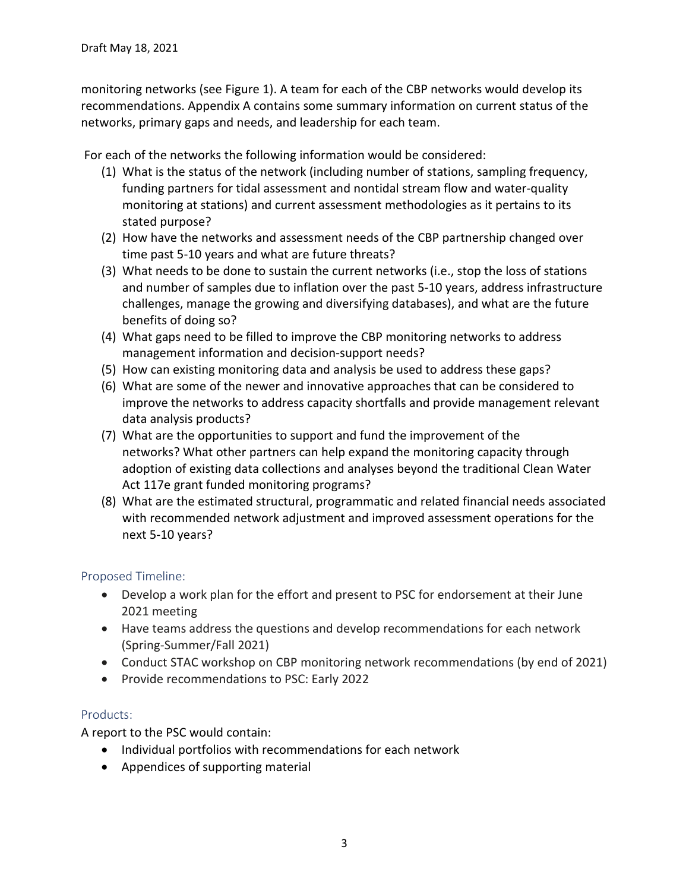monitoring networks (see Figure 1). A team for each of the CBP networks would develop its recommendations. Appendix A contains some summary information on current status of the networks, primary gaps and needs, and leadership for each team.

For each of the networks the following information would be considered:

(1) What is the status of the network (including number of stations, sampling frequency, funding partners for tidal assessment and nontidal stream flow and water-quality monitoring at stations) and current assessment methodologies as it pertains to its stated purpose?
(2) How have the networks and assessment needs of the CBP partnership changed over time past 5-10 years and what are future threats?
(3) What needs to be done to sustain the current networks (i.e., stop the loss of stations and number of samples due to inflation over the past 5-10 years, address infrastructure challenges, manage the growing and diversifying databases), and what are the future benefits of doing so?
(4) What gaps need to be filled to improve the CBP monitoring networks to address management information and decision-support needs?
(5) How can existing monitoring data and analysis be used to address these gaps?
(6) What are some of the newer and innovative approaches that can be considered to improve the networks to address capacity shortfalls and provide management relevant data analysis products?
(7) What are the opportunities to support and fund the improvement of the networks? What other partners can help expand the monitoring capacity through adoption of existing data collections and analyses beyond the traditional Clean Water Act 117e grant funded monitoring programs?
(8) What are the estimated structural, programmatic and related financial needs associated with recommended network adjustment and improved assessment operations for the next 5-10 years?

## Proposed Timeline:

- Develop a work plan for the effort and present to PSC for endorsement at their June 2021 meeting
- Have teams address the questions and develop recommendations for each network (Spring-Summer/Fall 2021)
- Conduct STAC workshop on CBP monitoring network recommendations (by end of 2021)
- Provide recommendations to PSC: Early 2022

## Products:

A report to the PSC would contain:

- Individual portfolios with recommendations for each network
- Appendices of supporting material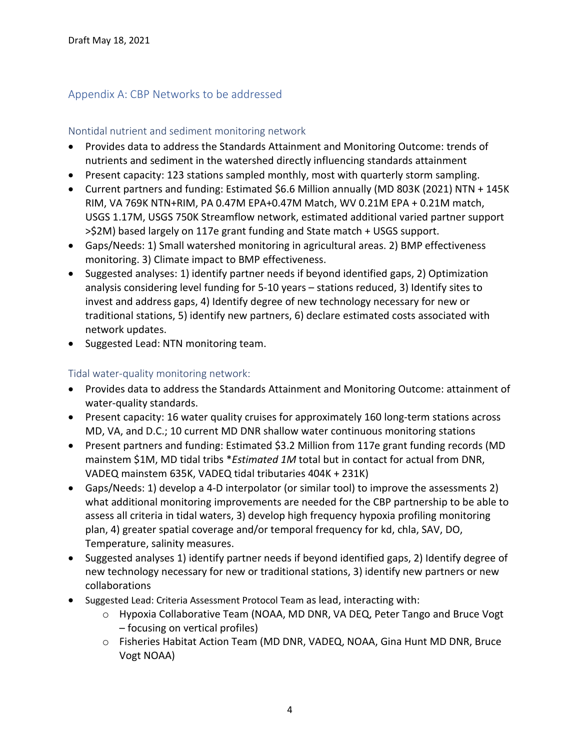Draft May 18, 2021

## Appendix A: CBP Networks to be addressed

### Nontidal nutrient and sediment monitoring network

- Provides data to address the Standards Attainment and Monitoring Outcome: trends of nutrients and sediment in the watershed directly influencing standards attainment
- Present capacity: 123 stations sampled monthly, most with quarterly storm sampling.
- Current partners and funding: Estimated $6.6 Million annually (MD 803K (2021) NTN + 145K RIM, VA 769K NTN+RIM, PA 0.47M EPA+0.47M Match, WV 0.21M EPA + 0.21M match, USGS 1.17M, USGS 750K Streamflow network, estimated additional varied partner support >$2M) based largely on 117e grant funding and State match + USGS support.
- Gaps/Needs: 1) Small watershed monitoring in agricultural areas. 2) BMP effectiveness monitoring. 3) Climate impact to BMP effectiveness.
- Suggested analyses: 1) identify partner needs if beyond identified gaps, 2) Optimization analysis considering level funding for 5-10 years – stations reduced, 3) Identify sites to invest and address gaps, 4) Identify degree of new technology necessary for new or traditional stations, 5) identify new partners, 6) declare estimated costs associated with network updates.
- Suggested Lead: NTN monitoring team.

### Tidal water-quality monitoring network:

- Provides data to address the Standards Attainment and Monitoring Outcome: attainment of water-quality standards.
- Present capacity: 16 water quality cruises for approximately 160 long-term stations across MD, VA, and D.C.; 10 current MD DNR shallow water continuous monitoring stations
- Present partners and funding: Estimated $3.2 Million from 117e grant funding records (MD mainstem $1M, MD tidal tribs **Estimated 1M* total but in contact for actual from DNR, VADEQ mainstem 635K, VADEQ tidal tributaries 404K + 231K)
- Gaps/Needs: 1) develop a 4-D interpolator (or similar tool) to improve the assessments 2) what additional monitoring improvements are needed for the CBP partnership to be able to assess all criteria in tidal waters, 3) develop high frequency hypoxia profiling monitoring plan, 4) greater spatial coverage and/or temporal frequency for kd, chla, SAV, DO, Temperature, salinity measures.
- Suggested analyses 1) identify partner needs if beyond identified gaps, 2) Identify degree of new technology necessary for new or traditional stations, 3) identify new partners or new collaborations
- Suggested Lead: Criteria Assessment Protocol Team as lead, interacting with:
  - Hypoxia Collaborative Team (NOAA, MD DNR, VA DEQ, Peter Tango and Bruce Vogt – focusing on vertical profiles)
  - Fisheries Habitat Action Team (MD DNR, VADEQ, NOAA, Gina Hunt MD DNR, Bruce Vogt NOAA)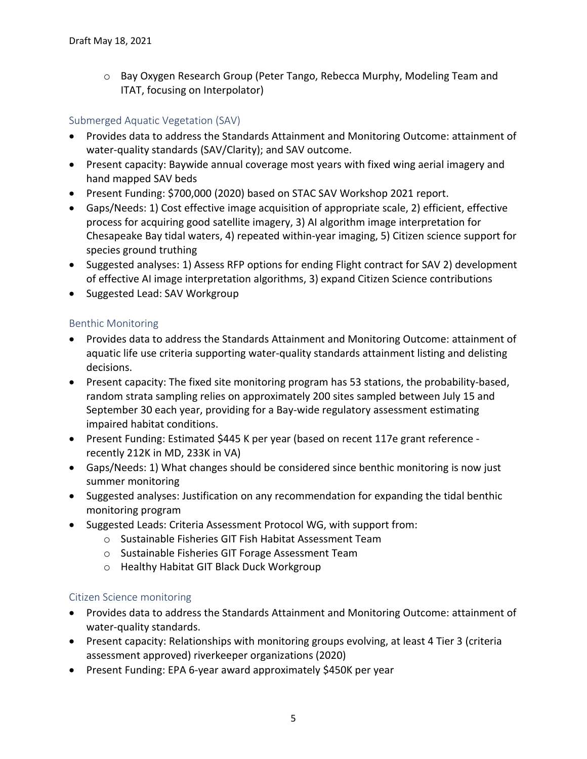- Bay Oxygen Research Group (Peter Tango, Rebecca Murphy, Modeling Team and ITAT, focusing on Interpolator)

### Submerged Aquatic Vegetation (SAV)

- Provides data to address the Standards Attainment and Monitoring Outcome: attainment of water-quality standards (SAV/Clarity); and SAV outcome.
- Present capacity: Baywide annual coverage most years with fixed wing aerial imagery and hand mapped SAV beds
- Present Funding: $700,000 (2020) based on STAC SAV Workshop 2021 report.
- Gaps/Needs: 1) Cost effective image acquisition of appropriate scale, 2) efficient, effective process for acquiring good satellite imagery, 3) AI algorithm image interpretation for Chesapeake Bay tidal waters, 4) repeated within-year imaging, 5) Citizen science support for species ground truthing
- Suggested analyses: 1) Assess RFP options for ending Flight contract for SAV 2) development of effective AI image interpretation algorithms, 3) expand Citizen Science contributions
- Suggested Lead: SAV Workgroup

### Benthic Monitoring

- Provides data to address the Standards Attainment and Monitoring Outcome: attainment of aquatic life use criteria supporting water-quality standards attainment listing and delisting decisions.
- Present capacity: The fixed site monitoring program has 53 stations, the probability-based, random strata sampling relies on approximately 200 sites sampled between July 15 and September 30 each year, providing for a Bay-wide regulatory assessment estimating impaired habitat conditions.
- Present Funding: Estimated $445 K per year (based on recent 117e grant reference - recently 212K in MD, 233K in VA)
- Gaps/Needs: 1) What changes should be considered since benthic monitoring is now just summer monitoring
- Suggested analyses: Justification on any recommendation for expanding the tidal benthic monitoring program
- Suggested Leads: Criteria Assessment Protocol WG, with support from:
  - Sustainable Fisheries GIT Fish Habitat Assessment Team
  - Sustainable Fisheries GIT Forage Assessment Team
  - Healthy Habitat GIT Black Duck Workgroup

### Citizen Science monitoring

- Provides data to address the Standards Attainment and Monitoring Outcome: attainment of water-quality standards.
- Present capacity: Relationships with monitoring groups evolving, at least 4 Tier 3 (criteria assessment approved) riverkeeper organizations (2020)
- Present Funding: EPA 6-year award approximately $450K per year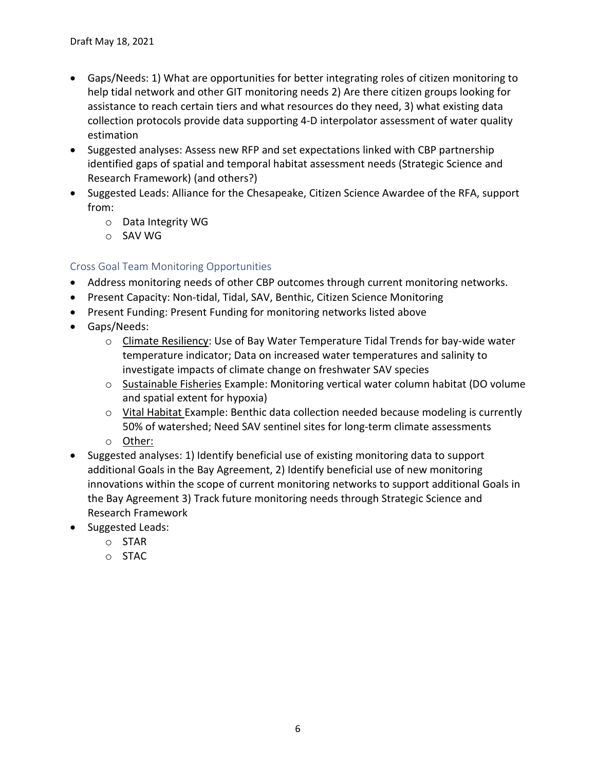- Gaps/Needs: 1) What are opportunities for better integrating roles of citizen monitoring to help tidal network and other GIT monitoring needs 2) Are there citizen groups looking for assistance to reach certain tiers and what resources do they need, 3) what existing data collection protocols provide data supporting 4-D interpolator assessment of water quality estimation
- Suggested analyses: Assess new RFP and set expectations linked with CBP partnership identified gaps of spatial and temporal habitat assessment needs (Strategic Science and Research Framework) (and others?)
- Suggested Leads: Alliance for the Chesapeake, Citizen Science Awardee of the RFA, support from:
  - Data Integrity WG
  - SAV WG

### Cross Goal Team Monitoring Opportunities

- Address monitoring needs of other CBP outcomes through current monitoring networks.
- Present Capacity: Non-tidal, Tidal, SAV, Benthic, Citizen Science Monitoring
- Present Funding: Present Funding for monitoring networks listed above
- Gaps/Needs:
  - Climate Resiliency: Use of Bay Water Temperature Tidal Trends for bay-wide water temperature indicator; Data on increased water temperatures and salinity to investigate impacts of climate change on freshwater SAV species
  - Sustainable Fisheries Example: Monitoring vertical water column habitat (DO volume and spatial extent for hypoxia)
  - Vital Habitat Example: Benthic data collection needed because modeling is currently 50% of watershed; Need SAV sentinel sites for long-term climate assessments
  - Other:
- Suggested analyses: 1) Identify beneficial use of existing monitoring data to support additional Goals in the Bay Agreement, 2) Identify beneficial use of new monitoring innovations within the scope of current monitoring networks to support additional Goals in the Bay Agreement 3) Track future monitoring needs through Strategic Science and Research Framework
- Suggested Leads:
  - STAR
  - STAC